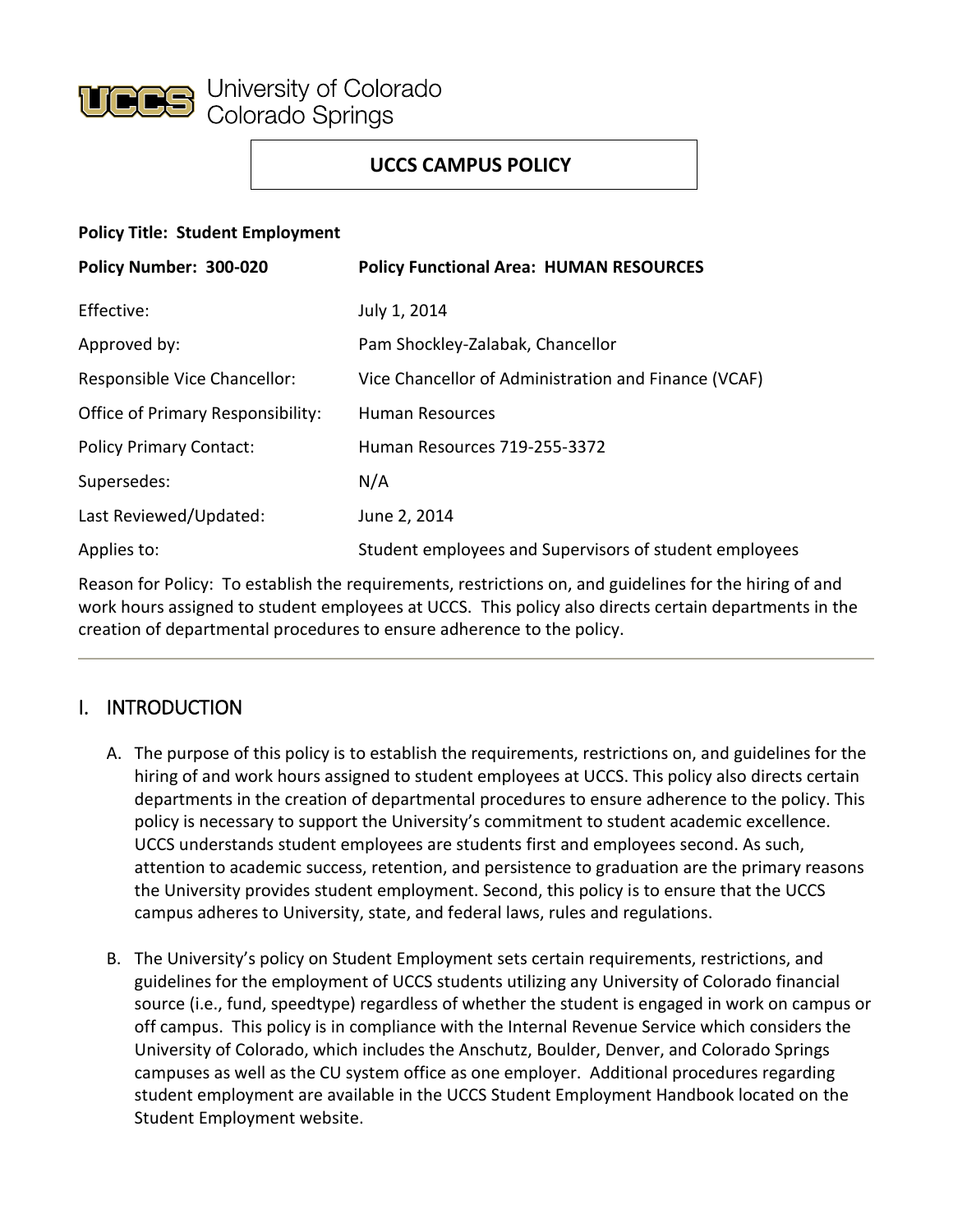University of Colorado
Colorado Springs

# UCCS CAMPUS POLICY

**Policy Title: Student Employment**

| | |
|---|---|
| **Policy Number: 300-020** | **Policy Functional Area: HUMAN RESOURCES** |
| Effective: | July 1, 2014 |
| Approved by: | Pam Shockley-Zalabak, Chancellor |
| Responsible Vice Chancellor: | Vice Chancellor of Administration and Finance (VCAF) |
| Office of Primary Responsibility: | Human Resources |
| Policy Primary Contact: | Human Resources 719-255-3372 |
| Supersedes: | N/A |
| Last Reviewed/Updated: | June 2, 2014 |
| Applies to: | Student employees and Supervisors of student employees |

Reason for Policy: To establish the requirements, restrictions on, and guidelines for the hiring of and work hours assigned to student employees at UCCS. This policy also directs certain departments in the creation of departmental procedures to ensure adherence to the policy.

---

## I. INTRODUCTION

A. The purpose of this policy is to establish the requirements, restrictions on, and guidelines for the hiring of and work hours assigned to student employees at UCCS. This policy also directs certain departments in the creation of departmental procedures to ensure adherence to the policy. This policy is necessary to support the University's commitment to student academic excellence. UCCS understands student employees are students first and employees second. As such, attention to academic success, retention, and persistence to graduation are the primary reasons the University provides student employment. Second, this policy is to ensure that the UCCS campus adheres to University, state, and federal laws, rules and regulations.

B. The University's policy on Student Employment sets certain requirements, restrictions, and guidelines for the employment of UCCS students utilizing any University of Colorado financial source (i.e., fund, speedtype) regardless of whether the student is engaged in work on campus or off campus. This policy is in compliance with the Internal Revenue Service which considers the University of Colorado, which includes the Anschutz, Boulder, Denver, and Colorado Springs campuses as well as the CU system office as one employer. Additional procedures regarding student employment are available in the UCCS Student Employment Handbook located on the Student Employment website.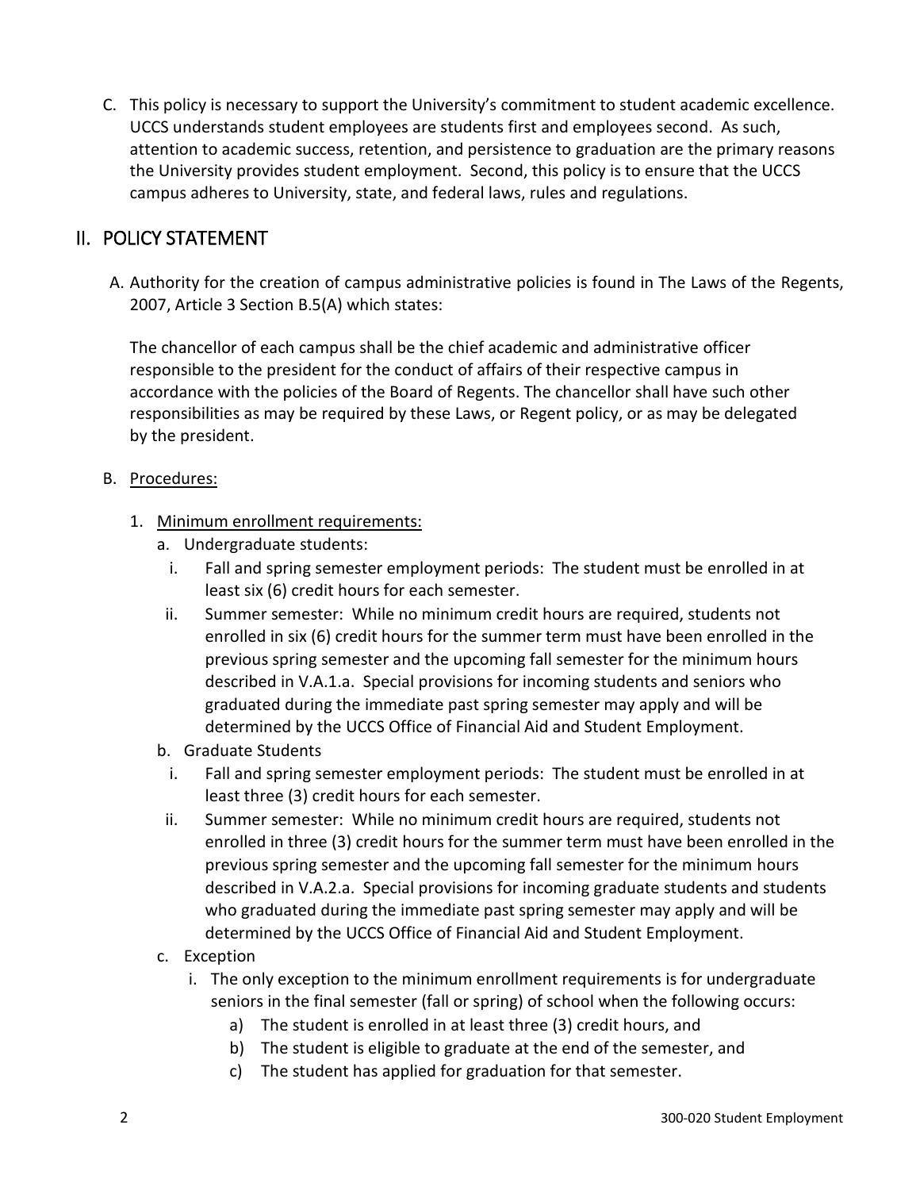C. This policy is necessary to support the University's commitment to student academic excellence. UCCS understands student employees are students first and employees second. As such, attention to academic success, retention, and persistence to graduation are the primary reasons the University provides student employment. Second, this policy is to ensure that the UCCS campus adheres to University, state, and federal laws, rules and regulations.

## II. POLICY STATEMENT

A. Authority for the creation of campus administrative policies is found in The Laws of the Regents, 2007, Article 3 Section B.5(A) which states:

The chancellor of each campus shall be the chief academic and administrative officer responsible to the president for the conduct of affairs of their respective campus in accordance with the policies of the Board of Regents. The chancellor shall have such other responsibilities as may be required by these Laws, or Regent policy, or as may be delegated by the president.

B. Procedures:

1. Minimum enrollment requirements:
   a. Undergraduate students:
      i. Fall and spring semester employment periods: The student must be enrolled in at least six (6) credit hours for each semester.
      ii. Summer semester: While no minimum credit hours are required, students not enrolled in six (6) credit hours for the summer term must have been enrolled in the previous spring semester and the upcoming fall semester for the minimum hours described in V.A.1.a. Special provisions for incoming students and seniors who graduated during the immediate past spring semester may apply and will be determined by the UCCS Office of Financial Aid and Student Employment.
   b. Graduate Students
      i. Fall and spring semester employment periods: The student must be enrolled in at least three (3) credit hours for each semester.
      ii. Summer semester: While no minimum credit hours are required, students not enrolled in three (3) credit hours for the summer term must have been enrolled in the previous spring semester and the upcoming fall semester for the minimum hours described in V.A.2.a. Special provisions for incoming graduate students and students who graduated during the immediate past spring semester may apply and will be determined by the UCCS Office of Financial Aid and Student Employment.
   c. Exception
      i. The only exception to the minimum enrollment requirements is for undergraduate seniors in the final semester (fall or spring) of school when the following occurs:
         a) The student is enrolled in at least three (3) credit hours, and
         b) The student is eligible to graduate at the end of the semester, and
         c) The student has applied for graduation for that semester.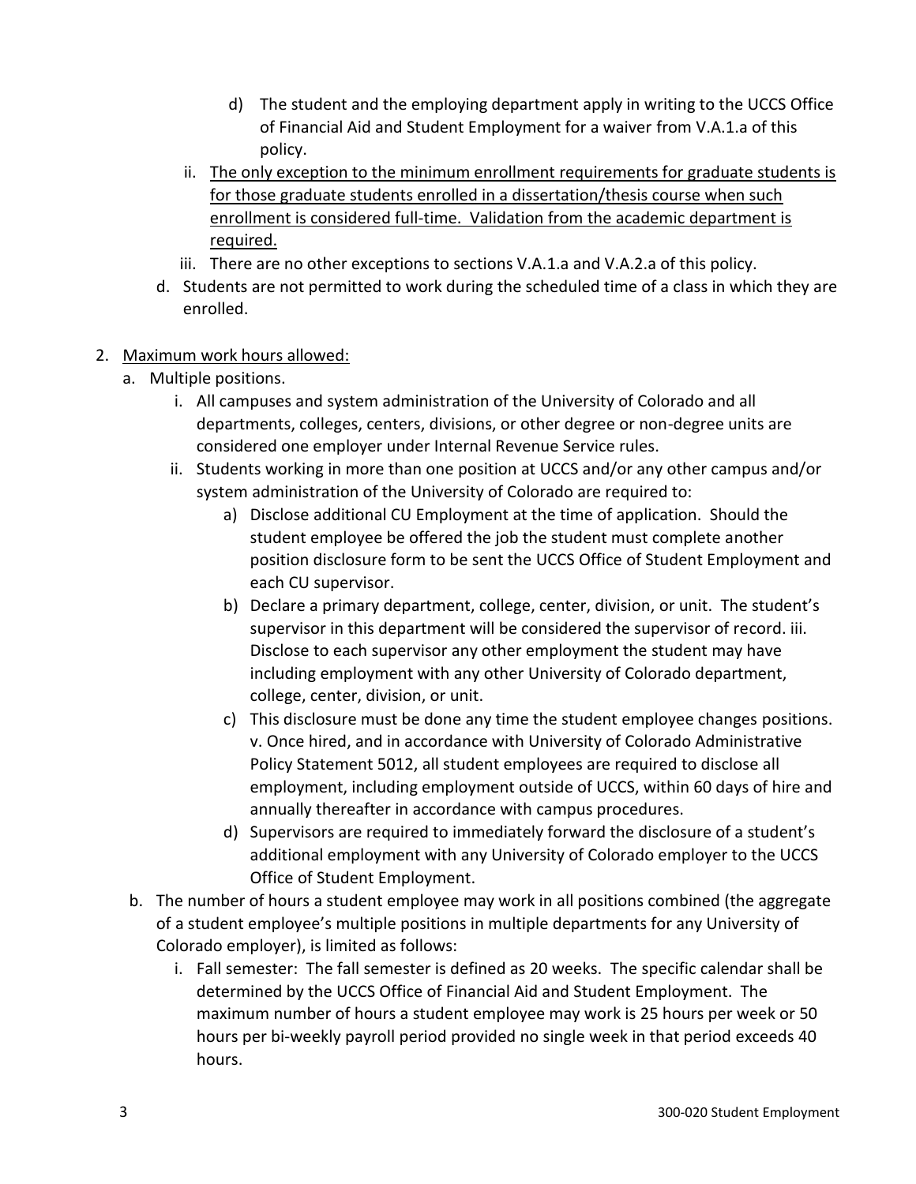d) The student and the employing department apply in writing to the UCCS Office of Financial Aid and Student Employment for a waiver from V.A.1.a of this policy.

ii. <u>The only exception to the minimum enrollment requirements for graduate students is for those graduate students enrolled in a dissertation/thesis course when such enrollment is considered full-time. Validation from the academic department is required.</u>

iii. There are no other exceptions to sections V.A.1.a and V.A.2.a of this policy.

d. Students are not permitted to work during the scheduled time of a class in which they are enrolled.

2. <u>Maximum work hours allowed:</u>
   a. Multiple positions.
      i. All campuses and system administration of the University of Colorado and all departments, colleges, centers, divisions, or other degree or non-degree units are considered one employer under Internal Revenue Service rules.
      ii. Students working in more than one position at UCCS and/or any other campus and/or system administration of the University of Colorado are required to:
         a) Disclose additional CU Employment at the time of application. Should the student employee be offered the job the student must complete another position disclosure form to be sent the UCCS Office of Student Employment and each CU supervisor.
         b) Declare a primary department, college, center, division, or unit. The student's supervisor in this department will be considered the supervisor of record. iii. Disclose to each supervisor any other employment the student may have including employment with any other University of Colorado department, college, center, division, or unit.
         c) This disclosure must be done any time the student employee changes positions. v. Once hired, and in accordance with University of Colorado Administrative Policy Statement 5012, all student employees are required to disclose all employment, including employment outside of UCCS, within 60 days of hire and annually thereafter in accordance with campus procedures.
         d) Supervisors are required to immediately forward the disclosure of a student's additional employment with any University of Colorado employer to the UCCS Office of Student Employment.
   b. The number of hours a student employee may work in all positions combined (the aggregate of a student employee's multiple positions in multiple departments for any University of Colorado employer), is limited as follows:
      i. Fall semester: The fall semester is defined as 20 weeks. The specific calendar shall be determined by the UCCS Office of Financial Aid and Student Employment. The maximum number of hours a student employee may work is 25 hours per week or 50 hours per bi-weekly payroll period provided no single week in that period exceeds 40 hours.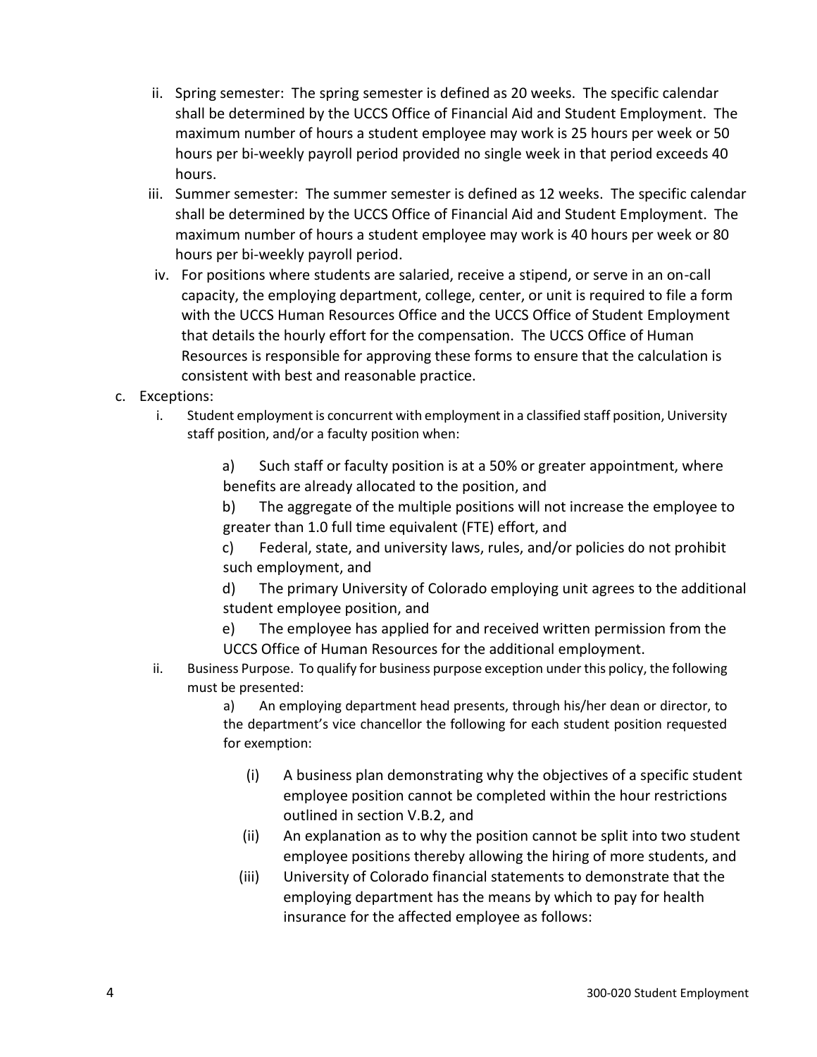ii. Spring semester: The spring semester is defined as 20 weeks. The specific calendar shall be determined by the UCCS Office of Financial Aid and Student Employment. The maximum number of hours a student employee may work is 25 hours per week or 50 hours per bi-weekly payroll period provided no single week in that period exceeds 40 hours.

   iii. Summer semester: The summer semester is defined as 12 weeks. The specific calendar shall be determined by the UCCS Office of Financial Aid and Student Employment. The maximum number of hours a student employee may work is 40 hours per week or 80 hours per bi-weekly payroll period.

   iv. For positions where students are salaried, receive a stipend, or serve in an on-call capacity, the employing department, college, center, or unit is required to file a form with the UCCS Human Resources Office and the UCCS Office of Student Employment that details the hourly effort for the compensation. The UCCS Office of Human Resources is responsible for approving these forms to ensure that the calculation is consistent with best and reasonable practice.

c. Exceptions:

   i. Student employment is concurrent with employment in a classified staff position, University staff position, and/or a faculty position when:

      a) Such staff or faculty position is at a 50% or greater appointment, where benefits are already allocated to the position, and

      b) The aggregate of the multiple positions will not increase the employee to greater than 1.0 full time equivalent (FTE) effort, and

      c) Federal, state, and university laws, rules, and/or policies do not prohibit such employment, and

      d) The primary University of Colorado employing unit agrees to the additional student employee position, and

      e) The employee has applied for and received written permission from the UCCS Office of Human Resources for the additional employment.

   ii. Business Purpose. To qualify for business purpose exception under this policy, the following must be presented:

      a) An employing department head presents, through his/her dean or director, to the department's vice chancellor the following for each student position requested for exemption:

         (i) A business plan demonstrating why the objectives of a specific student employee position cannot be completed within the hour restrictions outlined in section V.B.2, and

         (ii) An explanation as to why the position cannot be split into two student employee positions thereby allowing the hiring of more students, and

         (iii) University of Colorado financial statements to demonstrate that the employing department has the means by which to pay for health insurance for the affected employee as follows: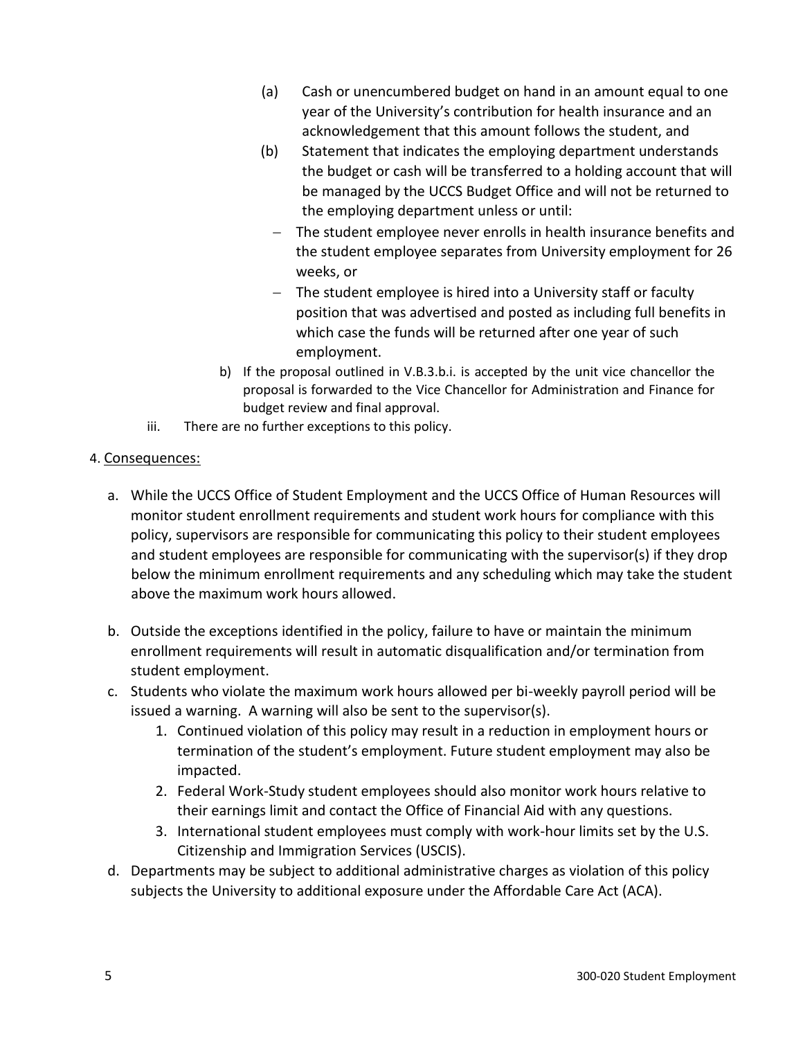(a) Cash or unencumbered budget on hand in an amount equal to one year of the University's contribution for health insurance and an acknowledgement that this amount follows the student, and

(b) Statement that indicates the employing department understands the budget or cash will be transferred to a holding account that will be managed by the UCCS Budget Office and will not be returned to the employing department unless or until:

- The student employee never enrolls in health insurance benefits and the student employee separates from University employment for 26 weeks, or
- The student employee is hired into a University staff or faculty position that was advertised and posted as including full benefits in which case the funds will be returned after one year of such employment.

b) If the proposal outlined in V.B.3.b.i. is accepted by the unit vice chancellor the proposal is forwarded to the Vice Chancellor for Administration and Finance for budget review and final approval.

iii. There are no further exceptions to this policy.

4. Consequences:

a. While the UCCS Office of Student Employment and the UCCS Office of Human Resources will monitor student enrollment requirements and student work hours for compliance with this policy, supervisors are responsible for communicating this policy to their student employees and student employees are responsible for communicating with the supervisor(s) if they drop below the minimum enrollment requirements and any scheduling which may take the student above the maximum work hours allowed.

b. Outside the exceptions identified in the policy, failure to have or maintain the minimum enrollment requirements will result in automatic disqualification and/or termination from student employment.

c. Students who violate the maximum work hours allowed per bi-weekly payroll period will be issued a warning. A warning will also be sent to the supervisor(s).
   1. Continued violation of this policy may result in a reduction in employment hours or termination of the student's employment. Future student employment may also be impacted.
   2. Federal Work-Study student employees should also monitor work hours relative to their earnings limit and contact the Office of Financial Aid with any questions.
   3. International student employees must comply with work-hour limits set by the U.S. Citizenship and Immigration Services (USCIS).

d. Departments may be subject to additional administrative charges as violation of this policy subjects the University to additional exposure under the Affordable Care Act (ACA).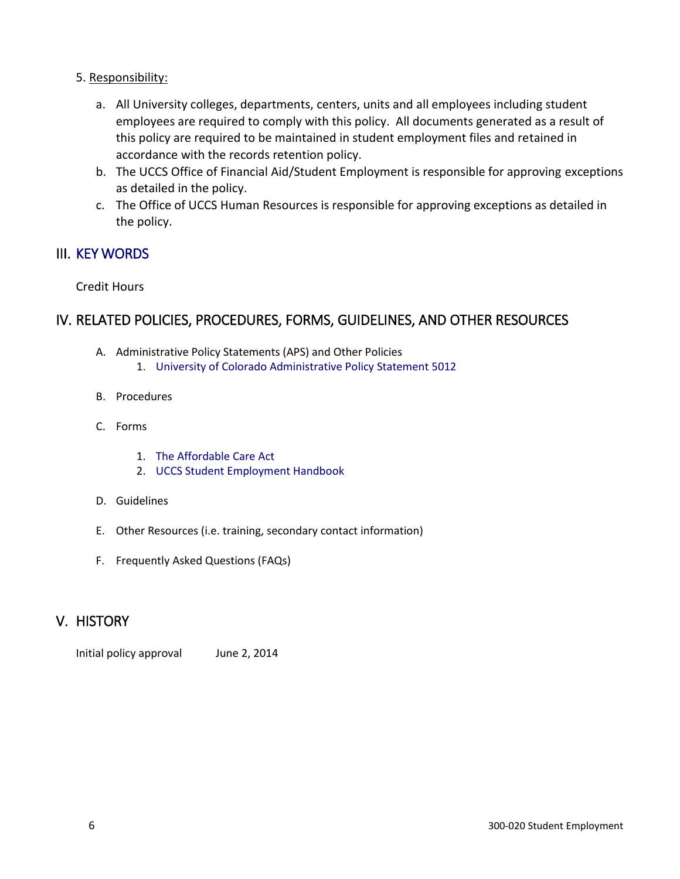5. Responsibility:

   a. All University colleges, departments, centers, units and all employees including student employees are required to comply with this policy. All documents generated as a result of this policy are required to be maintained in student employment files and retained in accordance with the records retention policy.
   b. The UCCS Office of Financial Aid/Student Employment is responsible for approving exceptions as detailed in the policy.
   c. The Office of UCCS Human Resources is responsible for approving exceptions as detailed in the policy.

## III. KEY WORDS

Credit Hours

## IV. RELATED POLICIES, PROCEDURES, FORMS, GUIDELINES, AND OTHER RESOURCES

A. Administrative Policy Statements (APS) and Other Policies
   1. University of Colorado Administrative Policy Statement 5012

B. Procedures

C. Forms
   1. The Affordable Care Act
   2. UCCS Student Employment Handbook

D. Guidelines

E. Other Resources (i.e. training, secondary contact information)

F. Frequently Asked Questions (FAQs)

## V. HISTORY

Initial policy approval June 2, 2014